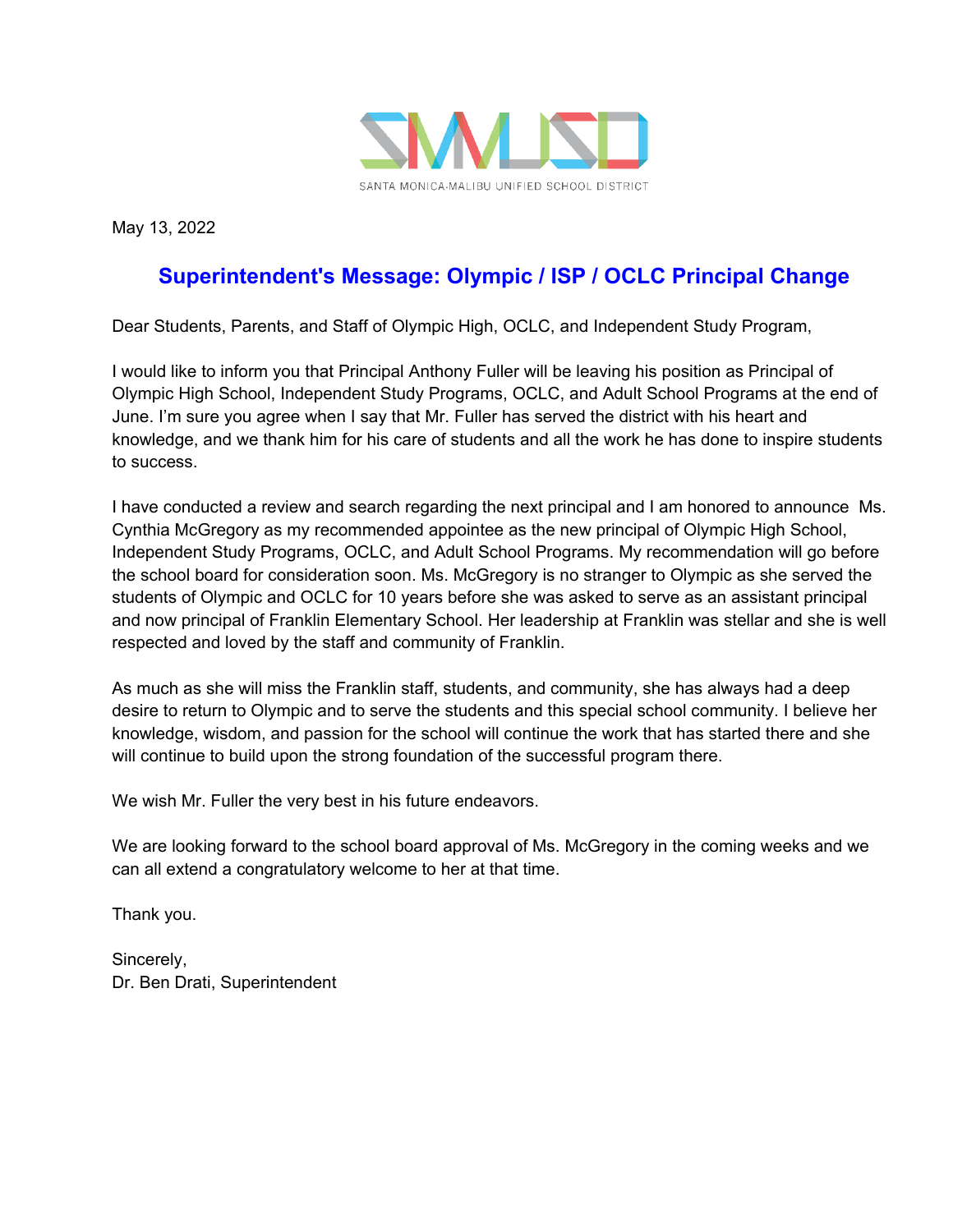SMMUSD

SANTA MONICA-MALIBU UNIFIED SCHOOL DISTRICT

May 13, 2022

## Superintendent's Message: Olympic / ISP / OCLC Principal Change

Dear Students, Parents, and Staff of Olympic High, OCLC, and Independent Study Program,

I would like to inform you that Principal Anthony Fuller will be leaving his position as Principal of Olympic High School, Independent Study Programs, OCLC, and Adult School Programs at the end of June. I'm sure you agree when I say that Mr. Fuller has served the district with his heart and knowledge, and we thank him for his care of students and all the work he has done to inspire students to success.

I have conducted a review and search regarding the next principal and I am honored to announce Ms. Cynthia McGregory as my recommended appointee as the new principal of Olympic High School, Independent Study Programs, OCLC, and Adult School Programs. My recommendation will go before the school board for consideration soon. Ms. McGregory is no stranger to Olympic as she served the students of Olympic and OCLC for 10 years before she was asked to serve as an assistant principal and now principal of Franklin Elementary School. Her leadership at Franklin was stellar and she is well respected and loved by the staff and community of Franklin.

As much as she will miss the Franklin staff, students, and community, she has always had a deep desire to return to Olympic and to serve the students and this special school community. I believe her knowledge, wisdom, and passion for the school will continue the work that has started there and she will continue to build upon the strong foundation of the successful program there.

We wish Mr. Fuller the very best in his future endeavors.

We are looking forward to the school board approval of Ms. McGregory in the coming weeks and we can all extend a congratulatory welcome to her at that time.

Thank you.

Sincerely,
Dr. Ben Drati, Superintendent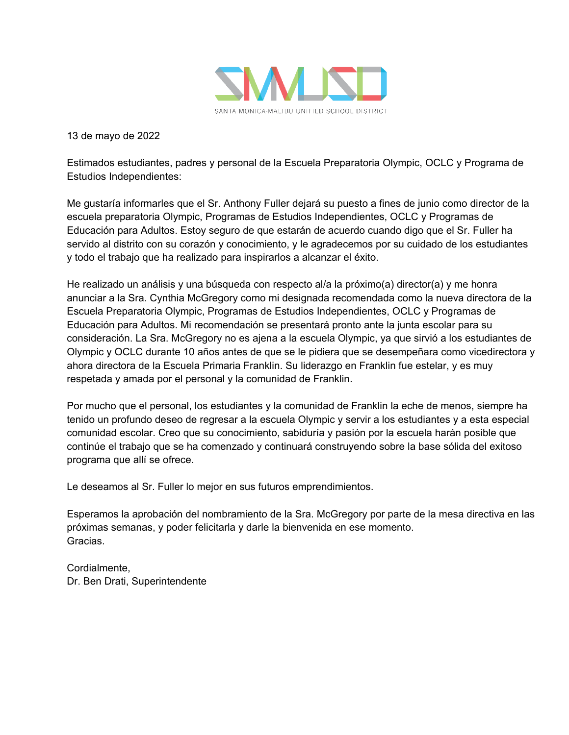SANTA MONICA-MALIBU UNIFIED SCHOOL DISTRICT

13 de mayo de 2022

Estimados estudiantes, padres y personal de la Escuela Preparatoria Olympic, OCLC y Programa de Estudios Independientes:

Me gustaría informarles que el Sr. Anthony Fuller dejará su puesto a fines de junio como director de la escuela preparatoria Olympic, Programas de Estudios Independientes, OCLC y Programas de Educación para Adultos. Estoy seguro de que estarán de acuerdo cuando digo que el Sr. Fuller ha servido al distrito con su corazón y conocimiento, y le agradecemos por su cuidado de los estudiantes y todo el trabajo que ha realizado para inspirarlos a alcanzar el éxito.

He realizado un análisis y una búsqueda con respecto al/a la próximo(a) director(a) y me honra anunciar a la Sra. Cynthia McGregory como mi designada recomendada como la nueva directora de la Escuela Preparatoria Olympic, Programas de Estudios Independientes, OCLC y Programas de Educación para Adultos. Mi recomendación se presentará pronto ante la junta escolar para su consideración. La Sra. McGregory no es ajena a la escuela Olympic, ya que sirvió a los estudiantes de Olympic y OCLC durante 10 años antes de que se le pidiera que se desempeñara como vicedirectora y ahora directora de la Escuela Primaria Franklin. Su liderazgo en Franklin fue estelar, y es muy respetada y amada por el personal y la comunidad de Franklin.

Por mucho que el personal, los estudiantes y la comunidad de Franklin la eche de menos, siempre ha tenido un profundo deseo de regresar a la escuela Olympic y servir a los estudiantes y a esta especial comunidad escolar. Creo que su conocimiento, sabiduría y pasión por la escuela harán posible que continúe el trabajo que se ha comenzado y continuará construyendo sobre la base sólida del exitoso programa que allí se ofrece.

Le deseamos al Sr. Fuller lo mejor en sus futuros emprendimientos.

Esperamos la aprobación del nombramiento de la Sra. McGregory por parte de la mesa directiva en las próximas semanas, y poder felicitarla y darle la bienvenida en ese momento.
Gracias.

Cordialmente,
Dr. Ben Drati, Superintendente